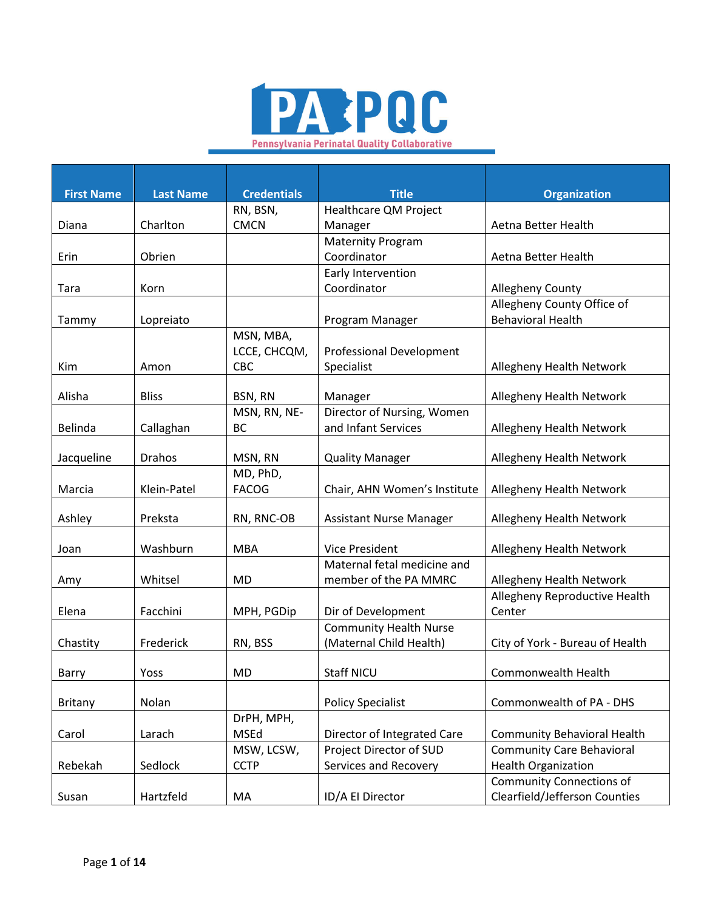| First Name | Last Name | Credentials | Title | Organization |
|---|---|---|---|---|
| Diana | Charlton | RN, BSN, CMCN | Healthcare QM Project Manager | Aetna Better Health |
| Erin | Obrien | | Maternity Program Coordinator | Aetna Better Health |
| Tara | Korn | | Early Intervention Coordinator | Allegheny County |
| Tammy | Lopreiato | | Program Manager | Allegheny County Office of Behavioral Health |
| Kim | Amon | MSN, MBA, LCCE, CHCQM, CBC | Professional Development Specialist | Allegheny Health Network |
| Alisha | Bliss | BSN, RN | Manager | Allegheny Health Network |
| Belinda | Callaghan | MSN, RN, NE-BC | Director of Nursing, Women and Infant Services | Allegheny Health Network |
| Jacqueline | Drahos | MSN, RN | Quality Manager | Allegheny Health Network |
| Marcia | Klein-Patel | MD, PhD, FACOG | Chair, AHN Women's Institute | Allegheny Health Network |
| Ashley | Preksta | RN, RNC-OB | Assistant Nurse Manager | Allegheny Health Network |
| Joan | Washburn | MBA | Vice President | Allegheny Health Network |
| Amy | Whitsel | MD | Maternal fetal medicine and member of the PA MMRC | Allegheny Health Network |
| Elena | Facchini | MPH, PGDip | Dir of Development | Allegheny Reproductive Health Center |
| Chastity | Frederick | RN, BSS | Community Health Nurse (Maternal Child Health) | City of York - Bureau of Health |
| Barry | Yoss | MD | Staff NICU | Commonwealth Health |
| Britany | Nolan | | Policy Specialist | Commonwealth of PA - DHS |
| Carol | Larach | DrPH, MPH, MSEd | Director of Integrated Care | Community Behavioral Health |
| Rebekah | Sedlock | MSW, LCSW, CCTP | Project Director of SUD Services and Recovery | Community Care Behavioral Health Organization |
| Susan | Hartzfeld | MA | ID/A EI Director | Community Connections of Clearfield/Jefferson Counties |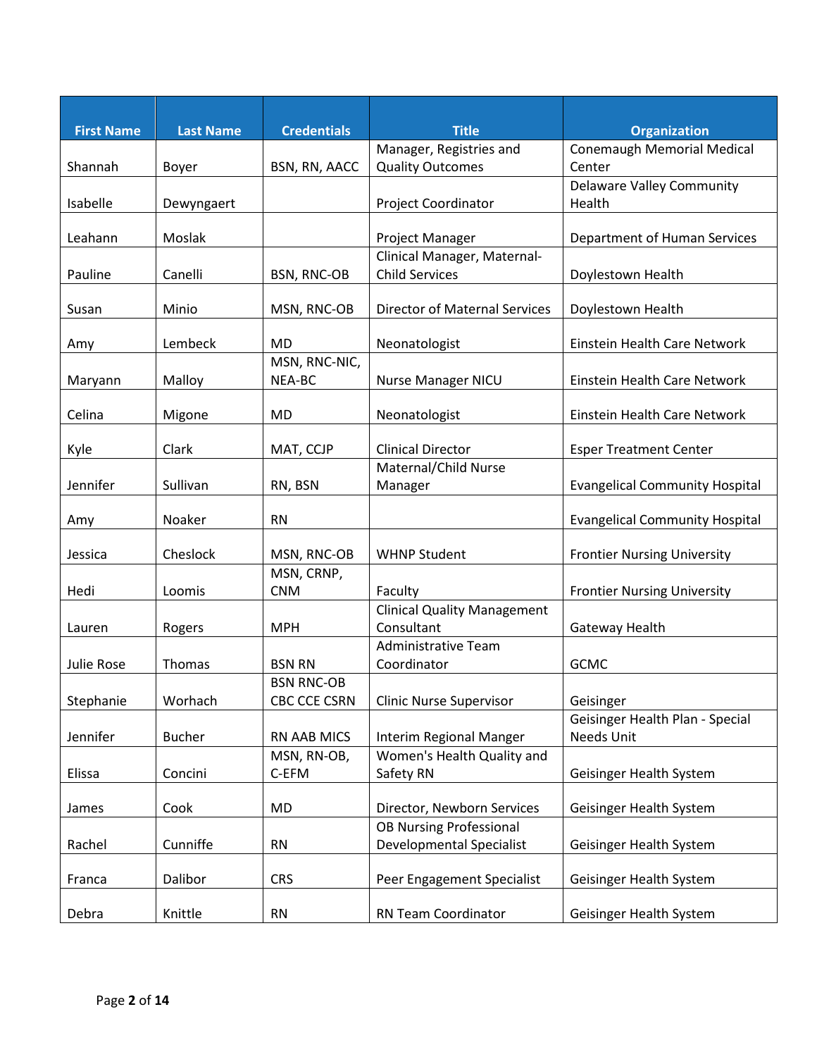| First Name | Last Name | Credentials | Title | Organization |
|---|---|---|---|---|
| Shannah | Boyer | BSN, RN, AACC | Manager, Registries and Quality Outcomes | Conemaugh Memorial Medical Center |
| Isabelle | Dewyngaert | | Project Coordinator | Delaware Valley Community Health |
| Leahann | Moslak | | Project Manager | Department of Human Services |
| Pauline | Canelli | BSN, RNC-OB | Clinical Manager, Maternal-Child Services | Doylestown Health |
| Susan | Minio | MSN, RNC-OB | Director of Maternal Services | Doylestown Health |
| Amy | Lembeck | MD | Neonatologist | Einstein Health Care Network |
| Maryann | Malloy | MSN, RNC-NIC, NEA-BC | Nurse Manager NICU | Einstein Health Care Network |
| Celina | Migone | MD | Neonatologist | Einstein Health Care Network |
| Kyle | Clark | MAT, CCJP | Clinical Director | Esper Treatment Center |
| Jennifer | Sullivan | RN, BSN | Maternal/Child Nurse Manager | Evangelical Community Hospital |
| Amy | Noaker | RN | | Evangelical Community Hospital |
| Jessica | Cheslock | MSN, RNC-OB | WHNP Student | Frontier Nursing University |
| Hedi | Loomis | MSN, CRNP, CNM | Faculty | Frontier Nursing University |
| Lauren | Rogers | MPH | Clinical Quality Management Consultant | Gateway Health |
| Julie Rose | Thomas | BSN RN | Administrative Team Coordinator | GCMC |
| Stephanie | Worhach | BSN RNC-OB CBC CCE CSRN | Clinic Nurse Supervisor | Geisinger |
| Jennifer | Bucher | RN AAB MICS | Interim Regional Manger | Geisinger Health Plan - Special Needs Unit |
| Elissa | Concini | MSN, RN-OB, C-EFM | Women's Health Quality and Safety RN | Geisinger Health System |
| James | Cook | MD | Director, Newborn Services | Geisinger Health System |
| Rachel | Cunniffe | RN | OB Nursing Professional Developmental Specialist | Geisinger Health System |
| Franca | Dalibor | CRS | Peer Engagement Specialist | Geisinger Health System |
| Debra | Knittle | RN | RN Team Coordinator | Geisinger Health System |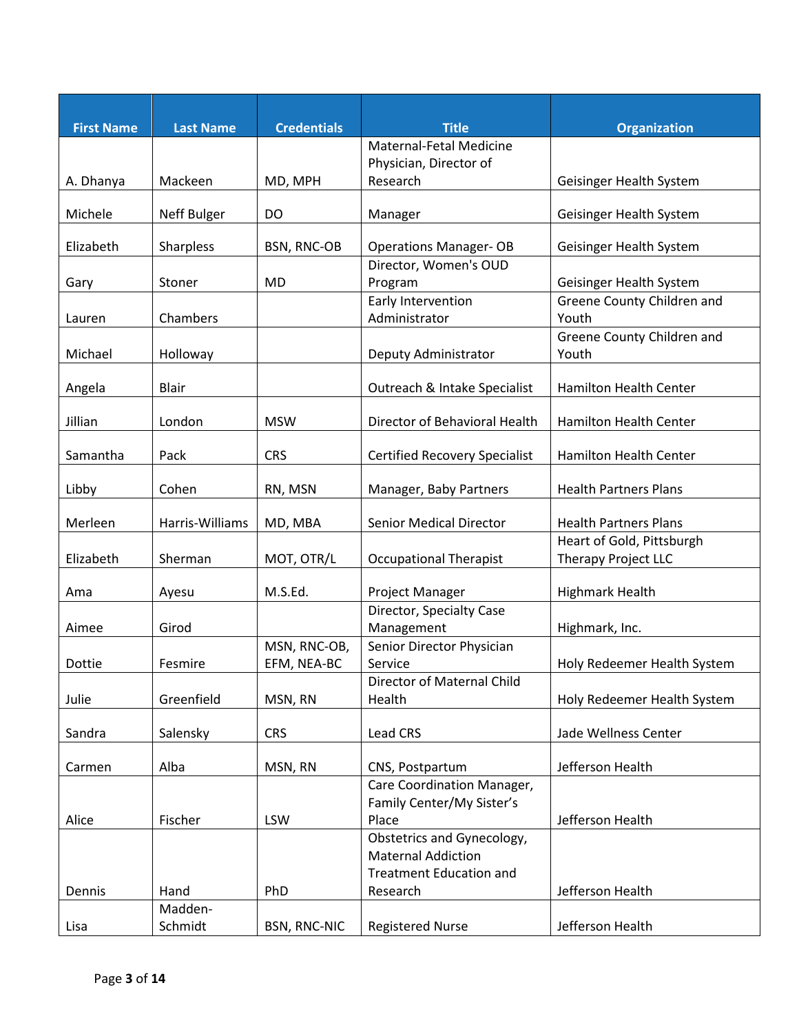| First Name | Last Name | Credentials | Title | Organization |
|---|---|---|---|---|
| A. Dhanya | Mackeen | MD, MPH | Maternal-Fetal Medicine Physician, Director of Research | Geisinger Health System |
| Michele | Neff Bulger | DO | Manager | Geisinger Health System |
| Elizabeth | Sharpless | BSN, RNC-OB | Operations Manager- OB | Geisinger Health System |
| Gary | Stoner | MD | Director, Women's OUD Program | Geisinger Health System |
| Lauren | Chambers | | Early Intervention Administrator | Greene County Children and Youth |
| Michael | Holloway | | Deputy Administrator | Greene County Children and Youth |
| Angela | Blair | | Outreach & Intake Specialist | Hamilton Health Center |
| Jillian | London | MSW | Director of Behavioral Health | Hamilton Health Center |
| Samantha | Pack | CRS | Certified Recovery Specialist | Hamilton Health Center |
| Libby | Cohen | RN, MSN | Manager, Baby Partners | Health Partners Plans |
| Merleen | Harris-Williams | MD, MBA | Senior Medical Director | Health Partners Plans |
| Elizabeth | Sherman | MOT, OTR/L | Occupational Therapist | Heart of Gold, Pittsburgh Therapy Project LLC |
| Ama | Ayesu | M.S.Ed. | Project Manager | Highmark Health |
| Aimee | Girod | | Director, Specialty Case Management | Highmark, Inc. |
| Dottie | Fesmire | MSN, RNC-OB, EFM, NEA-BC | Senior Director Physician Service | Holy Redeemer Health System |
| Julie | Greenfield | MSN, RN | Director of Maternal Child Health | Holy Redeemer Health System |
| Sandra | Salensky | CRS | Lead CRS | Jade Wellness Center |
| Carmen | Alba | MSN, RN | CNS, Postpartum | Jefferson Health |
| Alice | Fischer | LSW | Care Coordination Manager, Family Center/My Sister's Place | Jefferson Health |
| Dennis | Hand | PhD | Obstetrics and Gynecology, Maternal Addiction Treatment Education and Research | Jefferson Health |
| Lisa | Madden-Schmidt | BSN, RNC-NIC | Registered Nurse | Jefferson Health |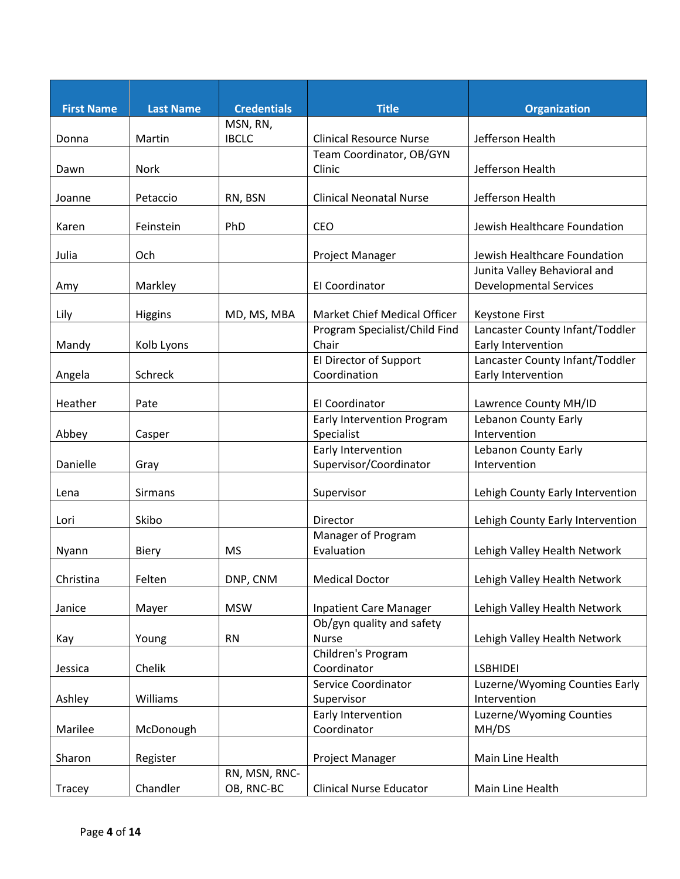| First Name | Last Name | Credentials | Title | Organization |
|---|---|---|---|---|
| Donna | Martin | MSN, RN, IBCLC | Clinical Resource Nurse | Jefferson Health |
| Dawn | Nork | | Team Coordinator, OB/GYN Clinic | Jefferson Health |
| Joanne | Petaccio | RN, BSN | Clinical Neonatal Nurse | Jefferson Health |
| Karen | Feinstein | PhD | CEO | Jewish Healthcare Foundation |
| Julia | Och | | Project Manager | Jewish Healthcare Foundation |
| Amy | Markley | | EI Coordinator | Junita Valley Behavioral and Developmental Services |
| Lily | Higgins | MD, MS, MBA | Market Chief Medical Officer | Keystone First |
| Mandy | Kolb Lyons | | Program Specialist/Child Find Chair | Lancaster County Infant/Toddler Early Intervention |
| Angela | Schreck | | EI Director of Support Coordination | Lancaster County Infant/Toddler Early Intervention |
| Heather | Pate | | EI Coordinator | Lawrence County MH/ID |
| Abbey | Casper | | Early Intervention Program Specialist | Lebanon County Early Intervention |
| Danielle | Gray | | Early Intervention Supervisor/Coordinator | Lebanon County Early Intervention |
| Lena | Sirmans | | Supervisor | Lehigh County Early Intervention |
| Lori | Skibo | | Director | Lehigh County Early Intervention |
| Nyann | Biery | MS | Manager of Program Evaluation | Lehigh Valley Health Network |
| Christina | Felten | DNP, CNM | Medical Doctor | Lehigh Valley Health Network |
| Janice | Mayer | MSW | Inpatient Care Manager | Lehigh Valley Health Network |
| Kay | Young | RN | Ob/gyn quality and safety Nurse | Lehigh Valley Health Network |
| Jessica | Chelik | | Children's Program Coordinator | LSBHIDEI |
| Ashley | Williams | | Service Coordinator Supervisor | Luzerne/Wyoming Counties Early Intervention |
| Marilee | McDonough | | Early Intervention Coordinator | Luzerne/Wyoming Counties MH/DS |
| Sharon | Register | | Project Manager | Main Line Health |
| Tracey | Chandler | RN, MSN, RNC-OB, RNC-BC | Clinical Nurse Educator | Main Line Health |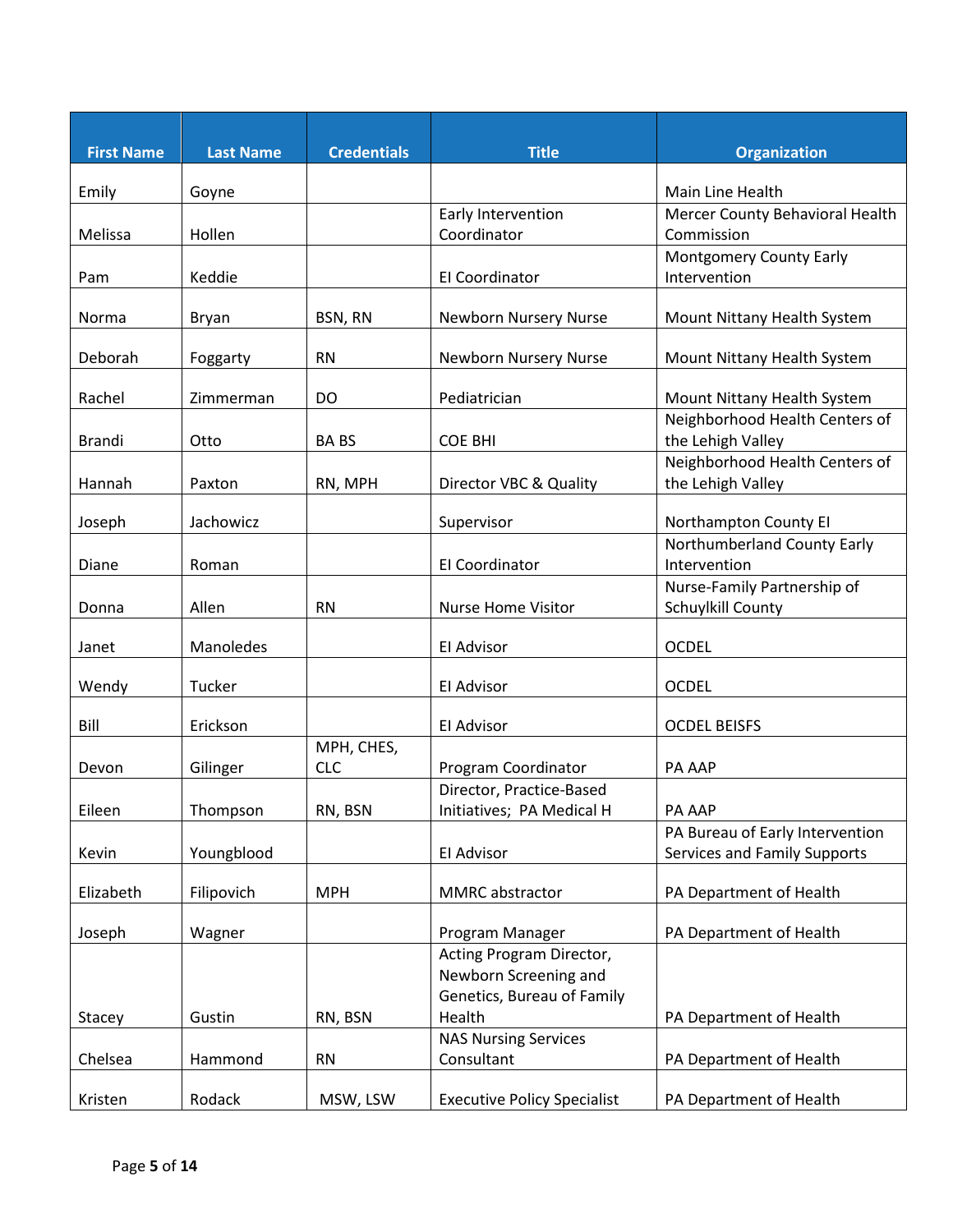| First Name | Last Name | Credentials | Title | Organization |
|---|---|---|---|---|
| Emily | Goyne | | | Main Line Health |
| Melissa | Hollen | | Early Intervention Coordinator | Mercer County Behavioral Health Commission |
| Pam | Keddie | | EI Coordinator | Montgomery County Early Intervention |
| Norma | Bryan | BSN, RN | Newborn Nursery Nurse | Mount Nittany Health System |
| Deborah | Foggarty | RN | Newborn Nursery Nurse | Mount Nittany Health System |
| Rachel | Zimmerman | DO | Pediatrician | Mount Nittany Health System |
| Brandi | Otto | BA BS | COE BHI | Neighborhood Health Centers of the Lehigh Valley |
| Hannah | Paxton | RN, MPH | Director VBC & Quality | Neighborhood Health Centers of the Lehigh Valley |
| Joseph | Jachowicz | | Supervisor | Northampton County EI |
| Diane | Roman | | EI Coordinator | Northumberland County Early Intervention |
| Donna | Allen | RN | Nurse Home Visitor | Nurse-Family Partnership of Schuylkill County |
| Janet | Manoledes | | EI Advisor | OCDEL |
| Wendy | Tucker | | EI Advisor | OCDEL |
| Bill | Erickson | | EI Advisor | OCDEL BEISFS |
| Devon | Gilinger | MPH, CHES, CLC | Program Coordinator | PA AAP |
| Eileen | Thompson | RN, BSN | Director, Practice-Based Initiatives; PA Medical H | PA AAP |
| Kevin | Youngblood | | EI Advisor | PA Bureau of Early Intervention Services and Family Supports |
| Elizabeth | Filipovich | MPH | MMRC abstractor | PA Department of Health |
| Joseph | Wagner | | Program Manager | PA Department of Health |
| Stacey | Gustin | RN, BSN | Acting Program Director, Newborn Screening and Genetics, Bureau of Family Health | PA Department of Health |
| Chelsea | Hammond | RN | NAS Nursing Services Consultant | PA Department of Health |
| Kristen | Rodack | MSW, LSW | Executive Policy Specialist | PA Department of Health |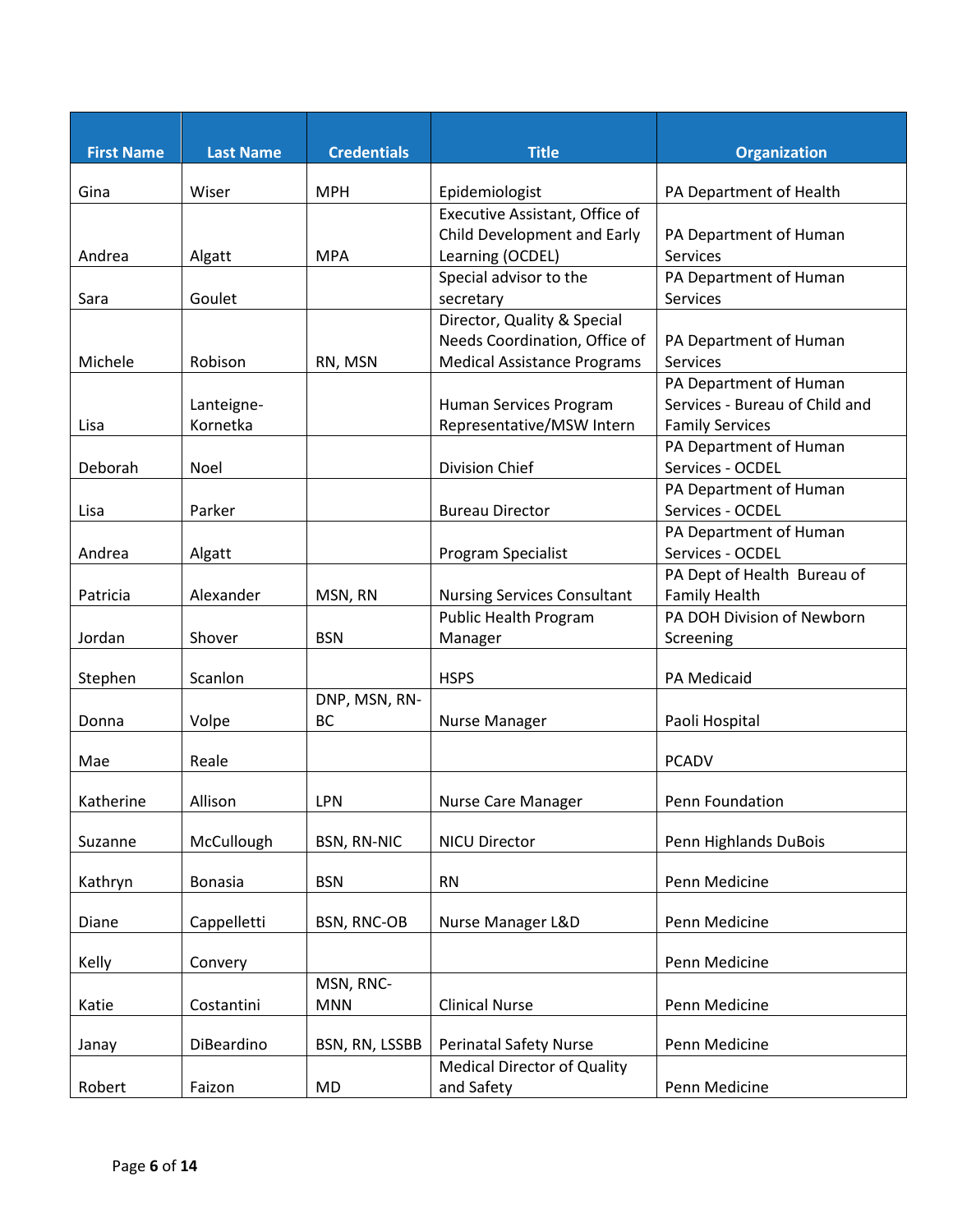| First Name | Last Name | Credentials | Title | Organization |
|---|---|---|---|---|
| Gina | Wiser | MPH | Epidemiologist | PA Department of Health |
| Andrea | Algatt | MPA | Executive Assistant, Office of Child Development and Early Learning (OCDEL) | PA Department of Human Services |
| Sara | Goulet | | Special advisor to the secretary | PA Department of Human Services |
| Michele | Robison | RN, MSN | Director, Quality & Special Needs Coordination, Office of Medical Assistance Programs | PA Department of Human Services |
| Lisa | Lanteigne-Kornetka | | Human Services Program Representative/MSW Intern | PA Department of Human Services - Bureau of Child and Family Services |
| Deborah | Noel | | Division Chief | PA Department of Human Services - OCDEL |
| Lisa | Parker | | Bureau Director | PA Department of Human Services - OCDEL |
| Andrea | Algatt | | Program Specialist | PA Department of Human Services - OCDEL |
| Patricia | Alexander | MSN, RN | Nursing Services Consultant | PA Dept of Health Bureau of Family Health |
| Jordan | Shover | BSN | Public Health Program Manager | PA DOH Division of Newborn Screening |
| Stephen | Scanlon | | HSPS | PA Medicaid |
| Donna | Volpe | DNP, MSN, RN-BC | Nurse Manager | Paoli Hospital |
| Mae | Reale | | | PCADV |
| Katherine | Allison | LPN | Nurse Care Manager | Penn Foundation |
| Suzanne | McCullough | BSN, RN-NIC | NICU Director | Penn Highlands DuBois |
| Kathryn | Bonasia | BSN | RN | Penn Medicine |
| Diane | Cappelletti | BSN, RNC-OB | Nurse Manager L&D | Penn Medicine |
| Kelly | Convery | | | Penn Medicine |
| Katie | Costantini | MSN, RNC-MNN | Clinical Nurse | Penn Medicine |
| Janay | DiBeardino | BSN, RN, LSSBB | Perinatal Safety Nurse | Penn Medicine |
| Robert | Faizon | MD | Medical Director of Quality and Safety | Penn Medicine |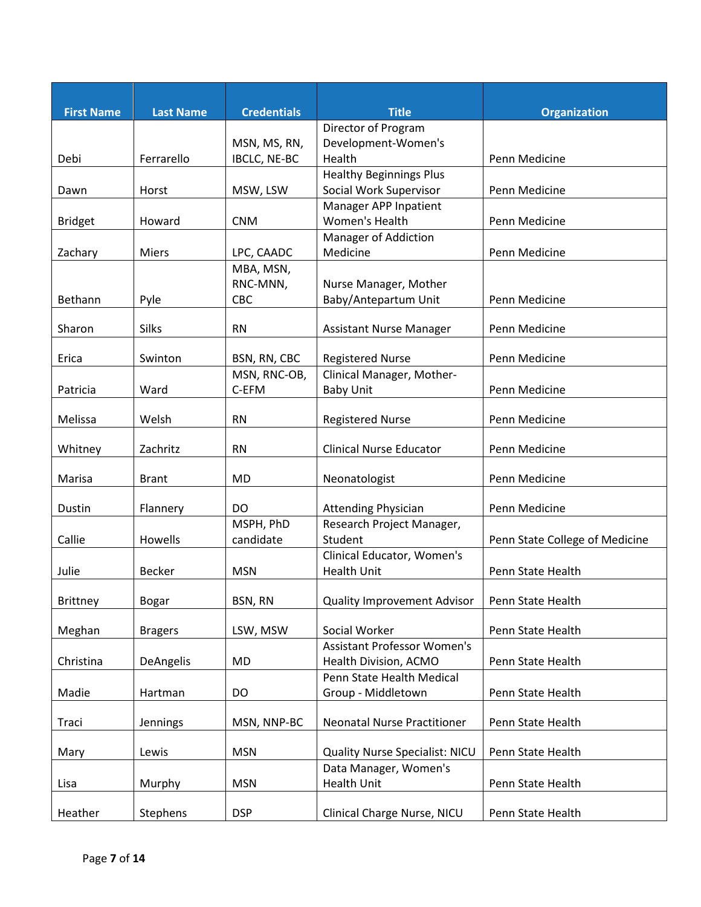| First Name | Last Name | Credentials | Title | Organization |
|---|---|---|---|---|
| Debi | Ferrarello | MSN, MS, RN, IBCLC, NE-BC | Director of Program Development-Women's Health | Penn Medicine |
| Dawn | Horst | MSW, LSW | Healthy Beginnings Plus Social Work Supervisor | Penn Medicine |
| Bridget | Howard | CNM | Manager APP Inpatient Women's Health | Penn Medicine |
| Zachary | Miers | LPC, CAADC | Manager of Addiction Medicine | Penn Medicine |
| Bethann | Pyle | MBA, MSN, RNC-MNN, CBC | Nurse Manager, Mother Baby/Antepartum Unit | Penn Medicine |
| Sharon | Silks | RN | Assistant Nurse Manager | Penn Medicine |
| Erica | Swinton | BSN, RN, CBC | Registered Nurse | Penn Medicine |
| Patricia | Ward | MSN, RNC-OB, C-EFM | Clinical Manager, Mother-Baby Unit | Penn Medicine |
| Melissa | Welsh | RN | Registered Nurse | Penn Medicine |
| Whitney | Zachritz | RN | Clinical Nurse Educator | Penn Medicine |
| Marisa | Brant | MD | Neonatologist | Penn Medicine |
| Dustin | Flannery | DO | Attending Physician | Penn Medicine |
| Callie | Howells | MSPH, PhD candidate | Research Project Manager, Student | Penn State College of Medicine |
| Julie | Becker | MSN | Clinical Educator, Women's Health Unit | Penn State Health |
| Brittney | Bogar | BSN, RN | Quality Improvement Advisor | Penn State Health |
| Meghan | Bragers | LSW, MSW | Social Worker | Penn State Health |
| Christina | DeAngelis | MD | Assistant Professor Women's Health Division, ACMO | Penn State Health |
| Madie | Hartman | DO | Penn State Health Medical Group - Middletown | Penn State Health |
| Traci | Jennings | MSN, NNP-BC | Neonatal Nurse Practitioner | Penn State Health |
| Mary | Lewis | MSN | Quality Nurse Specialist: NICU | Penn State Health |
| Lisa | Murphy | MSN | Data Manager, Women's Health Unit | Penn State Health |
| Heather | Stephens | DSP | Clinical Charge Nurse, NICU | Penn State Health |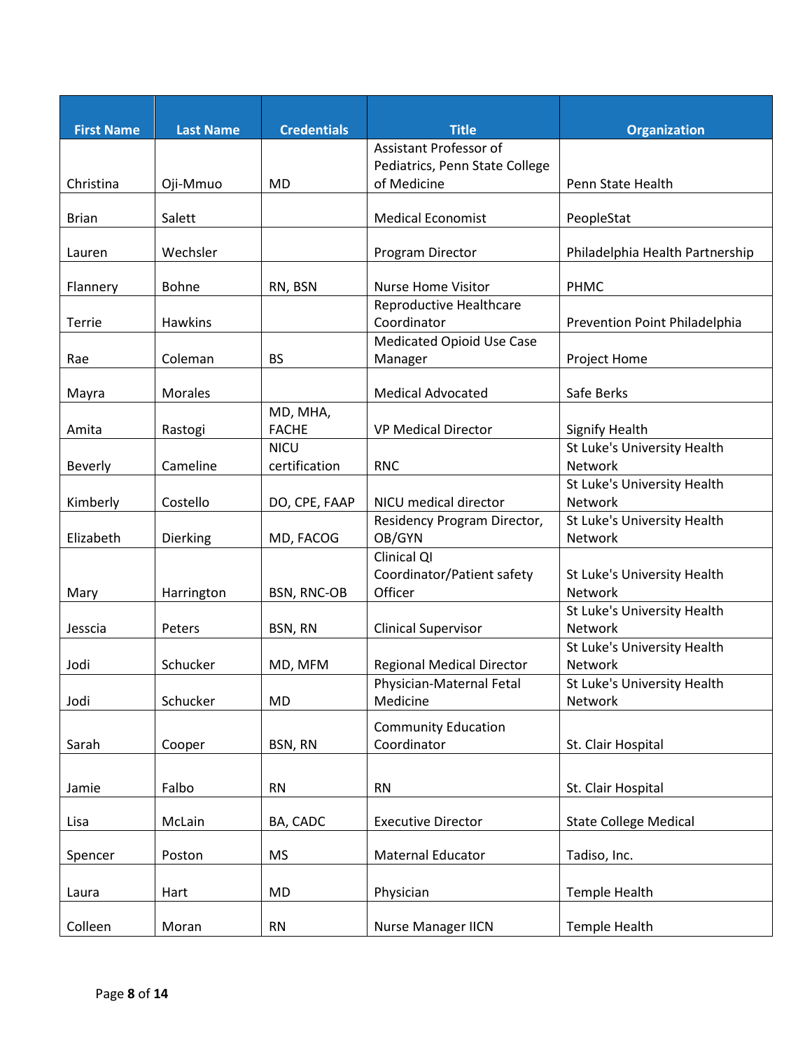| First Name | Last Name | Credentials | Title | Organization |
|---|---|---|---|---|
| Christina | Oji-Mmuo | MD | Assistant Professor of Pediatrics, Penn State College of Medicine | Penn State Health |
| Brian | Salett | | Medical Economist | PeopleStat |
| Lauren | Wechsler | | Program Director | Philadelphia Health Partnership |
| Flannery | Bohne | RN, BSN | Nurse Home Visitor | PHMC |
| Terrie | Hawkins | | Reproductive Healthcare Coordinator | Prevention Point Philadelphia |
| Rae | Coleman | BS | Medicated Opioid Use Case Manager | Project Home |
| Mayra | Morales | | Medical Advocated | Safe Berks |
| Amita | Rastogi | MD, MHA, FACHE | VP Medical Director | Signify Health |
| Beverly | Cameline | NICU certification | RNC | St Luke's University Health Network |
| Kimberly | Costello | DO, CPE, FAAP | NICU medical director | St Luke's University Health Network |
| Elizabeth | Dierking | MD, FACOG | Residency Program Director, OB/GYN | St Luke's University Health Network |
| Mary | Harrington | BSN, RNC-OB | Clinical QI Coordinator/Patient safety Officer | St Luke's University Health Network |
| Jesscia | Peters | BSN, RN | Clinical Supervisor | St Luke's University Health Network |
| Jodi | Schucker | MD, MFM | Regional Medical Director | St Luke's University Health Network |
| Jodi | Schucker | MD | Physician-Maternal Fetal Medicine | St Luke's University Health Network |
| Sarah | Cooper | BSN, RN | Community Education Coordinator | St. Clair Hospital |
| Jamie | Falbo | RN | RN | St. Clair Hospital |
| Lisa | McLain | BA, CADC | Executive Director | State College Medical |
| Spencer | Poston | MS | Maternal Educator | Tadiso, Inc. |
| Laura | Hart | MD | Physician | Temple Health |
| Colleen | Moran | RN | Nurse Manager IICN | Temple Health |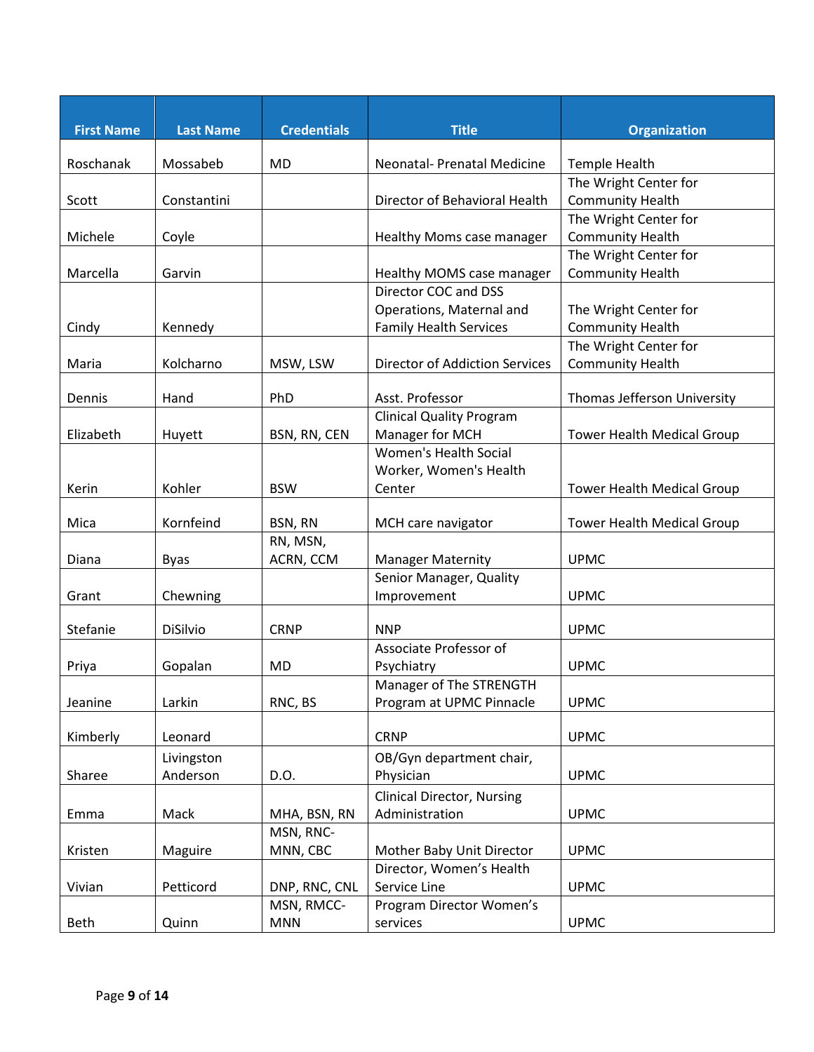| First Name | Last Name | Credentials | Title | Organization |
| --- | --- | --- | --- | --- |
| Roschanak | Mossabeb | MD | Neonatal- Prenatal Medicine | Temple Health |
| Scott | Constantini | | Director of Behavioral Health | The Wright Center for Community Health |
| Michele | Coyle | | Healthy Moms case manager | The Wright Center for Community Health |
| Marcella | Garvin | | Healthy MOMS case manager | The Wright Center for Community Health |
| Cindy | Kennedy | | Director COC and DSS Operations, Maternal and Family Health Services | The Wright Center for Community Health |
| Maria | Kolcharno | MSW, LSW | Director of Addiction Services | The Wright Center for Community Health |
| Dennis | Hand | PhD | Asst. Professor | Thomas Jefferson University |
| Elizabeth | Huyett | BSN, RN, CEN | Clinical Quality Program Manager for MCH | Tower Health Medical Group |
| Kerin | Kohler | BSW | Women's Health Social Worker, Women's Health Center | Tower Health Medical Group |
| Mica | Kornfeind | BSN, RN | MCH care navigator | Tower Health Medical Group |
| Diana | Byas | RN, MSN, ACRN, CCM | Manager Maternity | UPMC |
| Grant | Chewning | | Senior Manager, Quality Improvement | UPMC |
| Stefanie | DiSilvio | CRNP | NNP | UPMC |
| Priya | Gopalan | MD | Associate Professor of Psychiatry | UPMC |
| Jeanine | Larkin | RNC, BS | Manager of The STRENGTH Program at UPMC Pinnacle | UPMC |
| Kimberly | Leonard | | CRNP | UPMC |
| Sharee | Livingston Anderson | D.O. | OB/Gyn department chair, Physician | UPMC |
| Emma | Mack | MHA, BSN, RN | Clinical Director, Nursing Administration | UPMC |
| Kristen | Maguire | MSN, RNC-MNN, CBC | Mother Baby Unit Director | UPMC |
| Vivian | Petticord | DNP, RNC, CNL | Director, Women's Health Service Line | UPMC |
| Beth | Quinn | MSN, RMCC-MNN | Program Director Women's services | UPMC |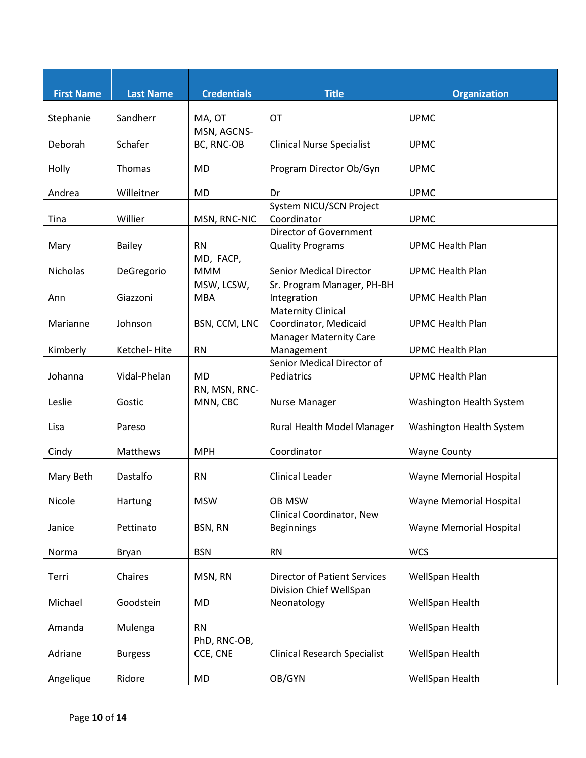| First Name | Last Name | Credentials | Title | Organization |
| --- | --- | --- | --- | --- |
| Stephanie | Sandherr | MA, OT | OT | UPMC |
| Deborah | Schafer | MSN, AGCNS-BC, RNC-OB | Clinical Nurse Specialist | UPMC |
| Holly | Thomas | MD | Program Director Ob/Gyn | UPMC |
| Andrea | Willeitner | MD | Dr | UPMC |
| Tina | Willier | MSN, RNC-NIC | System NICU/SCN Project Coordinator | UPMC |
| Mary | Bailey | RN | Director of Government Quality Programs | UPMC Health Plan |
| Nicholas | DeGregorio | MD, FACP, MMM | Senior Medical Director | UPMC Health Plan |
| Ann | Giazzoni | MSW, LCSW, MBA | Sr. Program Manager, PH-BH Integration | UPMC Health Plan |
| Marianne | Johnson | BSN, CCM, LNC | Maternity Clinical Coordinator, Medicaid | UPMC Health Plan |
| Kimberly | Ketchel- Hite | RN | Manager Maternity Care Management | UPMC Health Plan |
| Johanna | Vidal-Phelan | MD | Senior Medical Director of Pediatrics | UPMC Health Plan |
| Leslie | Gostic | RN, MSN, RNC-MNN, CBC | Nurse Manager | Washington Health System |
| Lisa | Pareso | | Rural Health Model Manager | Washington Health System |
| Cindy | Matthews | MPH | Coordinator | Wayne County |
| Mary Beth | Dastalfo | RN | Clinical Leader | Wayne Memorial Hospital |
| Nicole | Hartung | MSW | OB MSW | Wayne Memorial Hospital |
| Janice | Pettinato | BSN, RN | Clinical Coordinator, New Beginnings | Wayne Memorial Hospital |
| Norma | Bryan | BSN | RN | WCS |
| Terri | Chaires | MSN, RN | Director of Patient Services | WellSpan Health |
| Michael | Goodstein | MD | Division Chief WellSpan Neonatology | WellSpan Health |
| Amanda | Mulenga | RN | | WellSpan Health |
| Adriane | Burgess | PhD, RNC-OB, CCE, CNE | Clinical Research Specialist | WellSpan Health |
| Angelique | Ridore | MD | OB/GYN | WellSpan Health |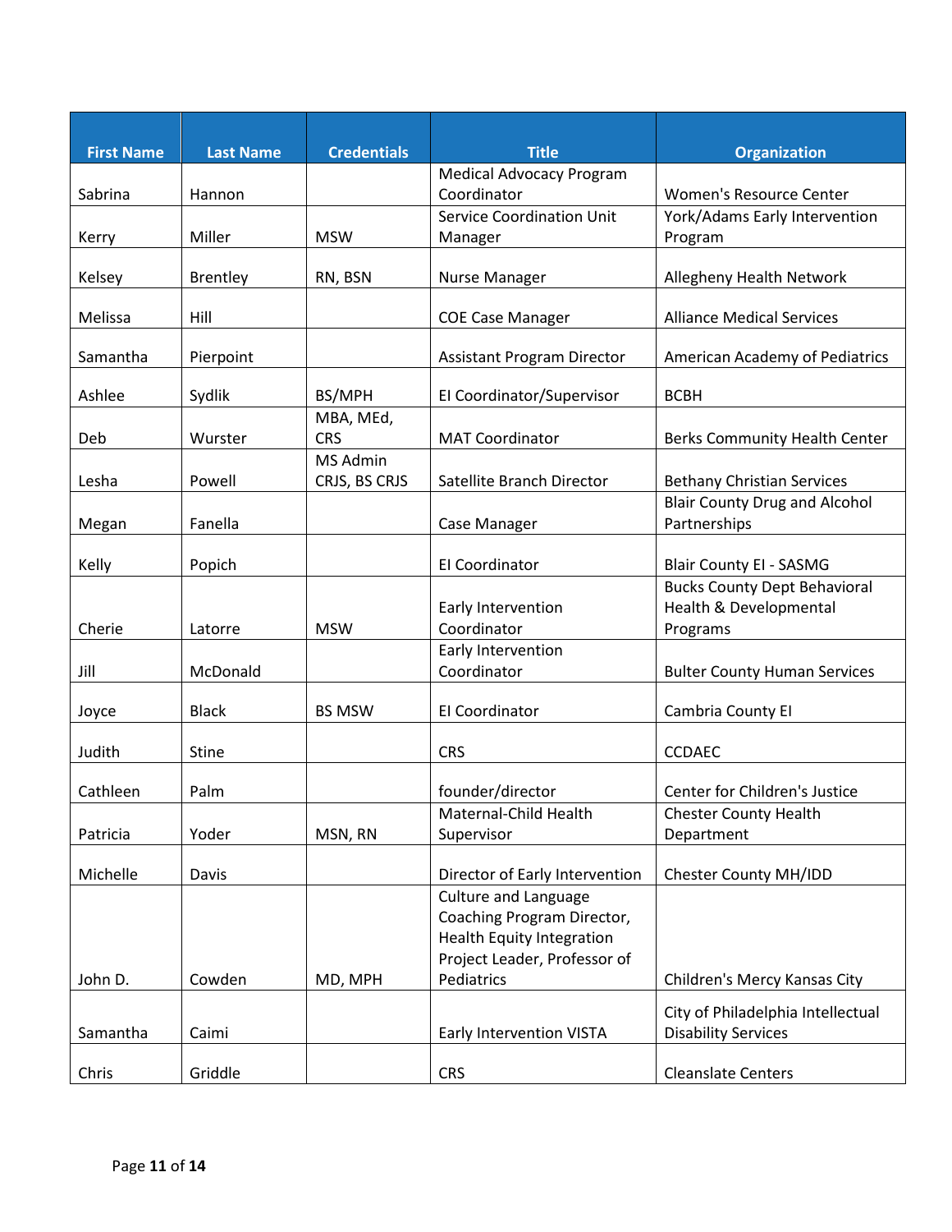| First Name | Last Name | Credentials | Title | Organization |
| --- | --- | --- | --- | --- |
| Sabrina | Hannon | | Medical Advocacy Program Coordinator | Women's Resource Center |
| Kerry | Miller | MSW | Service Coordination Unit Manager | York/Adams Early Intervention Program |
| Kelsey | Brentley | RN, BSN | Nurse Manager | Allegheny Health Network |
| Melissa | Hill | | COE Case Manager | Alliance Medical Services |
| Samantha | Pierpoint | | Assistant Program Director | American Academy of Pediatrics |
| Ashlee | Sydlik | BS/MPH | EI Coordinator/Supervisor | BCBH |
| Deb | Wurster | MBA, MEd, CRS | MAT Coordinator | Berks Community Health Center |
| Lesha | Powell | MS Admin CRJS, BS CRJS | Satellite Branch Director | Bethany Christian Services |
| Megan | Fanella | | Case Manager | Blair County Drug and Alcohol Partnerships |
| Kelly | Popich | | EI Coordinator | Blair County EI - SASMG |
| Cherie | Latorre | MSW | Early Intervention Coordinator | Bucks County Dept Behavioral Health & Developmental Programs |
| Jill | McDonald | | Early Intervention Coordinator | Bulter County Human Services |
| Joyce | Black | BS MSW | EI Coordinator | Cambria County EI |
| Judith | Stine | | CRS | CCDAEC |
| Cathleen | Palm | | founder/director | Center for Children's Justice |
| Patricia | Yoder | MSN, RN | Maternal-Child Health Supervisor | Chester County Health Department |
| Michelle | Davis | | Director of Early Intervention | Chester County MH/IDD |
| John D. | Cowden | MD, MPH | Culture and Language Coaching Program Director, Health Equity Integration Project Leader, Professor of Pediatrics | Children's Mercy Kansas City |
| Samantha | Caimi | | Early Intervention VISTA | City of Philadelphia Intellectual Disability Services |
| Chris | Griddle | | CRS | Cleanslate Centers |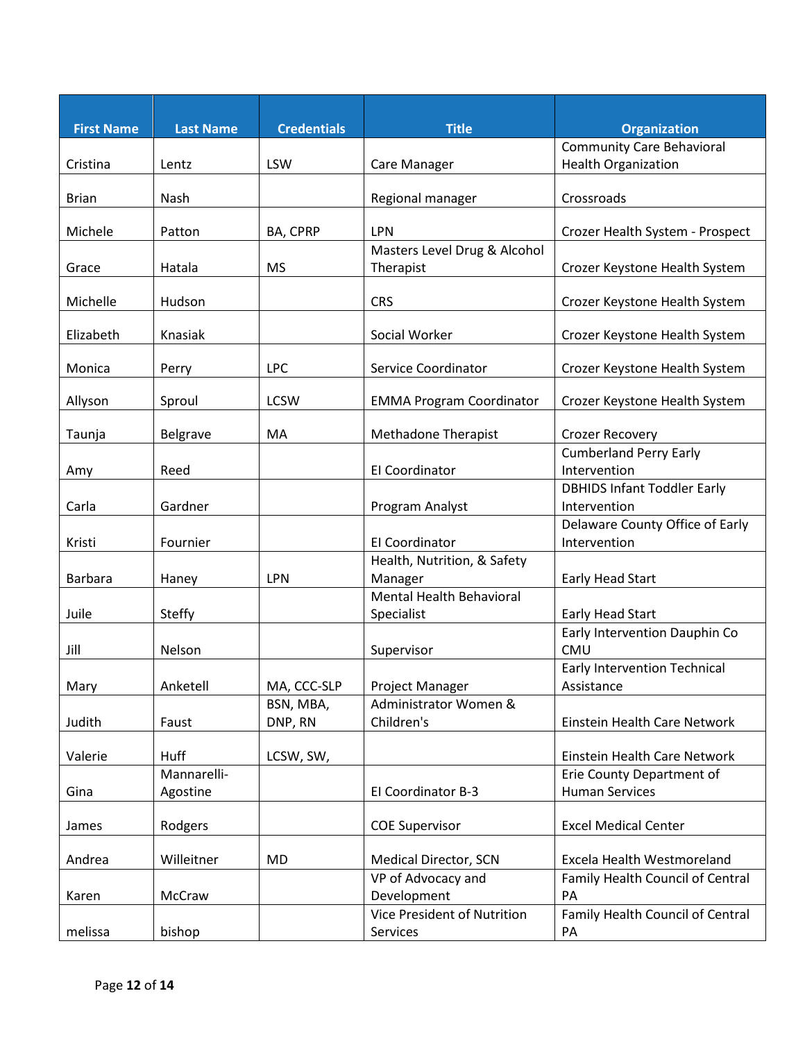| First Name | Last Name | Credentials | Title | Organization |
|---|---|---|---|---|
| Cristina | Lentz | LSW | Care Manager | Community Care Behavioral Health Organization |
| Brian | Nash | | Regional manager | Crossroads |
| Michele | Patton | BA, CPRP | LPN | Crozer Health System - Prospect |
| Grace | Hatala | MS | Masters Level Drug & Alcohol Therapist | Crozer Keystone Health System |
| Michelle | Hudson | | CRS | Crozer Keystone Health System |
| Elizabeth | Knasiak | | Social Worker | Crozer Keystone Health System |
| Monica | Perry | LPC | Service Coordinator | Crozer Keystone Health System |
| Allyson | Sproul | LCSW | EMMA Program Coordinator | Crozer Keystone Health System |
| Taunja | Belgrave | MA | Methadone Therapist | Crozer Recovery |
| Amy | Reed | | EI Coordinator | Cumberland Perry Early Intervention |
| Carla | Gardner | | Program Analyst | DBHIDS Infant Toddler Early Intervention |
| Kristi | Fournier | | EI Coordinator | Delaware County Office of Early Intervention |
| Barbara | Haney | LPN | Health, Nutrition, & Safety Manager | Early Head Start |
| Juile | Steffy | | Mental Health Behavioral Specialist | Early Head Start |
| Jill | Nelson | | Supervisor | Early Intervention Dauphin Co CMU |
| Mary | Anketell | MA, CCC-SLP | Project Manager | Early Intervention Technical Assistance |
| Judith | Faust | BSN, MBA, DNP, RN | Administrator Women & Children's | Einstein Health Care Network |
| Valerie | Huff | LCSW, SW, | | Einstein Health Care Network |
| Gina | Mannarelli-Agostine | | EI Coordinator B-3 | Erie County Department of Human Services |
| James | Rodgers | | COE Supervisor | Excel Medical Center |
| Andrea | Willeitner | MD | Medical Director, SCN | Excela Health Westmoreland |
| Karen | McCraw | | VP of Advocacy and Development | Family Health Council of Central PA |
| melissa | bishop | | Vice President of Nutrition Services | Family Health Council of Central PA |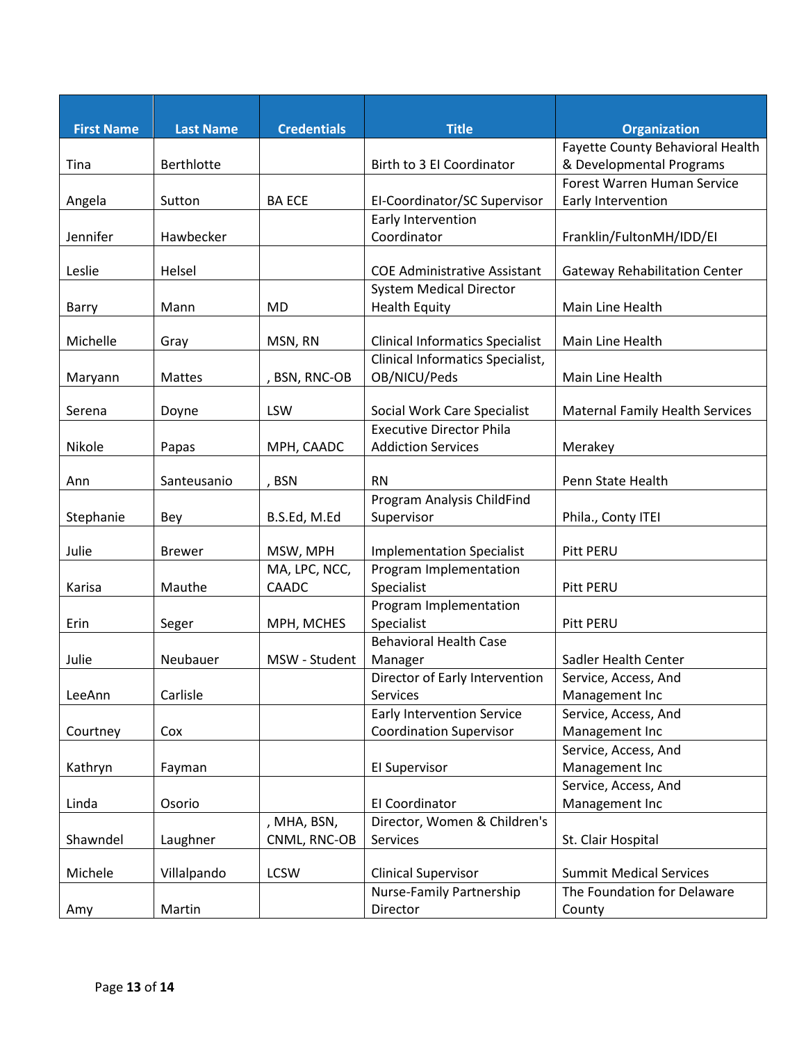| First Name | Last Name | Credentials | Title | Organization |
|---|---|---|---|---|
| Tina | Berthlotte | | Birth to 3 EI Coordinator | Fayette County Behavioral Health & Developmental Programs |
| Angela | Sutton | BA ECE | EI-Coordinator/SC Supervisor | Forest Warren Human Service Early Intervention |
| Jennifer | Hawbecker | | Early Intervention Coordinator | Franklin/FultonMH/IDD/EI |
| Leslie | Helsel | | COE Administrative Assistant | Gateway Rehabilitation Center |
| Barry | Mann | MD | System Medical Director Health Equity | Main Line Health |
| Michelle | Gray | MSN, RN | Clinical Informatics Specialist | Main Line Health |
| Maryann | Mattes | , BSN, RNC-OB | Clinical Informatics Specialist, OB/NICU/Peds | Main Line Health |
| Serena | Doyne | LSW | Social Work Care Specialist | Maternal Family Health Services |
| Nikole | Papas | MPH, CAADC | Executive Director Phila Addiction Services | Merakey |
| Ann | Santeusanio | , BSN | RN | Penn State Health |
| Stephanie | Bey | B.S.Ed, M.Ed | Program Analysis ChildFind Supervisor | Phila., Conty ITEI |
| Julie | Brewer | MSW, MPH | Implementation Specialist | Pitt PERU |
| Karisa | Mauthe | MA, LPC, NCC, CAADC | Program Implementation Specialist | Pitt PERU |
| Erin | Seger | MPH, MCHES | Program Implementation Specialist | Pitt PERU |
| Julie | Neubauer | MSW - Student | Behavioral Health Case Manager | Sadler Health Center |
| LeeAnn | Carlisle | | Director of Early Intervention Services | Service, Access, And Management Inc |
| Courtney | Cox | | Early Intervention Service Coordination Supervisor | Service, Access, And Management Inc |
| Kathryn | Fayman | | EI Supervisor | Service, Access, And Management Inc |
| Linda | Osorio | | EI Coordinator | Service, Access, And Management Inc |
| Shawndel | Laughner | , MHA, BSN, CNML, RNC-OB | Director, Women & Children's Services | St. Clair Hospital |
| Michele | Villalpando | LCSW | Clinical Supervisor | Summit Medical Services |
| Amy | Martin | | Nurse-Family Partnership Director | The Foundation for Delaware County |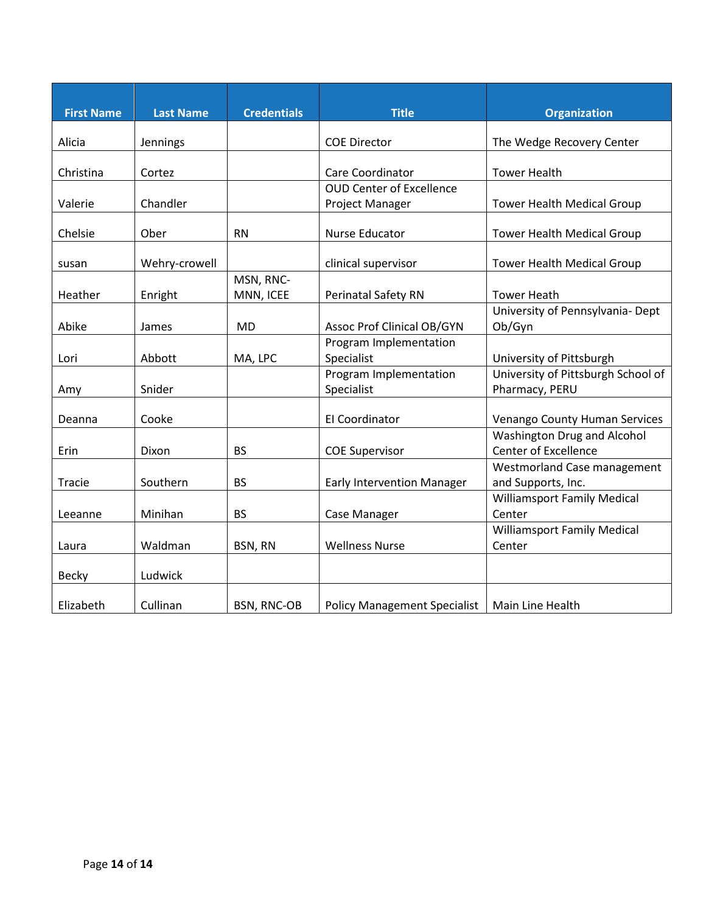| First Name | Last Name | Credentials | Title | Organization |
|---|---|---|---|---|
| Alicia | Jennings | | COE Director | The Wedge Recovery Center |
| Christina | Cortez | | Care Coordinator | Tower Health |
| Valerie | Chandler | | OUD Center of Excellence Project Manager | Tower Health Medical Group |
| Chelsie | Ober | RN | Nurse Educator | Tower Health Medical Group |
| susan | Wehry-crowell | | clinical supervisor | Tower Health Medical Group |
| Heather | Enright | MSN, RNC-MNN, ICEE | Perinatal Safety RN | Tower Heath |
| Abike | James | MD | Assoc Prof Clinical OB/GYN | University of Pennsylvania- Dept Ob/Gyn |
| Lori | Abbott | MA, LPC | Program Implementation Specialist | University of Pittsburgh |
| Amy | Snider | | Program Implementation Specialist | University of Pittsburgh School of Pharmacy, PERU |
| Deanna | Cooke | | EI Coordinator | Venango County Human Services |
| Erin | Dixon | BS | COE Supervisor | Washington Drug and Alcohol Center of Excellence |
| Tracie | Southern | BS | Early Intervention Manager | Westmorland Case management and Supports, Inc. |
| Leeanne | Minihan | BS | Case Manager | Williamsport Family Medical Center |
| Laura | Waldman | BSN, RN | Wellness Nurse | Williamsport Family Medical Center |
| Becky | Ludwick | | | |
| Elizabeth | Cullinan | BSN, RNC-OB | Policy Management Specialist | Main Line Health |